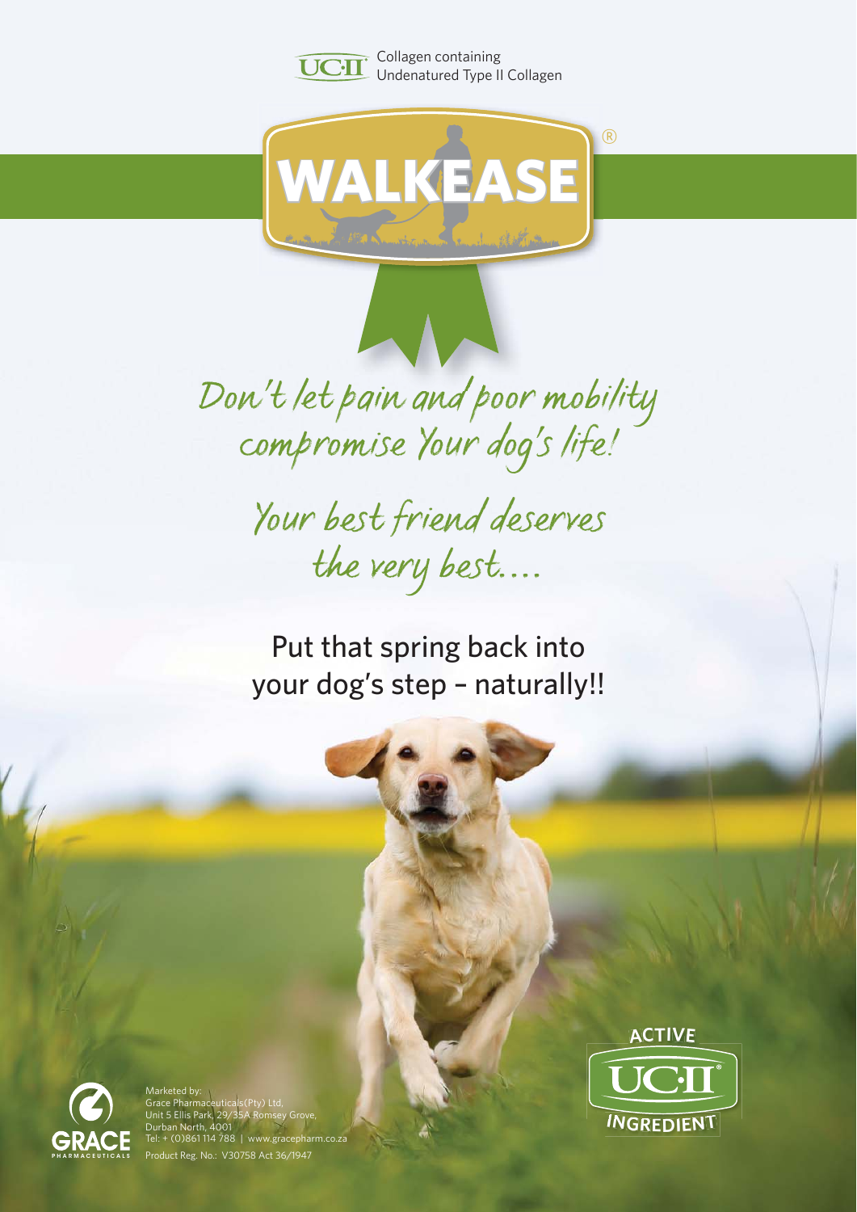UC·II® Collagen containing Undenatured Type II Collagen

# WALKEASE®

## Don't let pain and poor mobility compromise Your dog's life!

## Your best friend deserves the very best....

Put that spring back into your dog's step – naturally!!

ACTIVE UC·II® INGREDIENT

GRACE PHARMACEUTICALS

Marketed by:
Grace Pharmaceuticals(Pty) Ltd,
Unit 5 Ellis Park, 29/35A Romsey Grove,
Durban North, 4001
Tel: + (0)861 114 788 | www.gracepharm.co.za

Product Reg. No.: V30758 Act 36/1947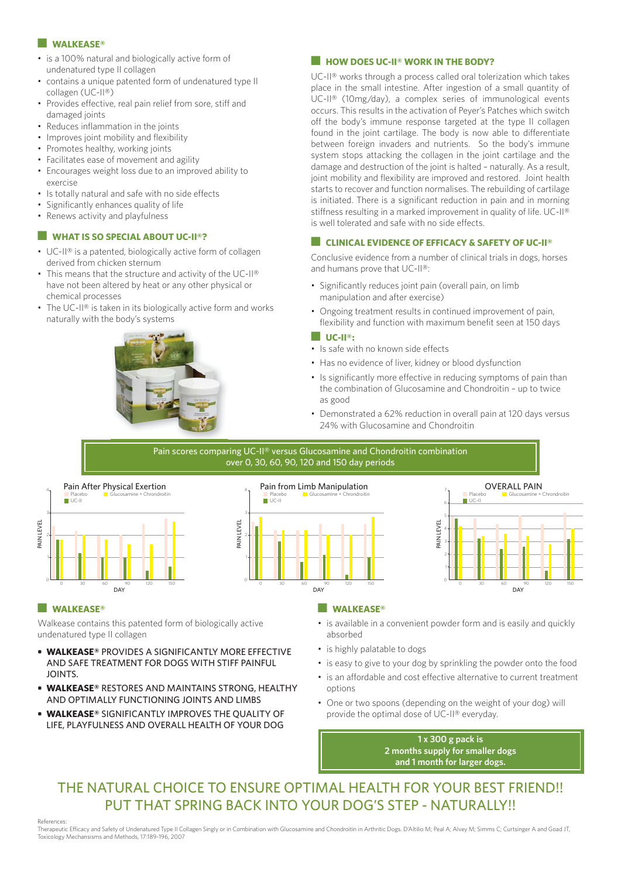## WALKEASE®

- is a 100% natural and biologically active form of undenatured type II collagen
- contains a unique patented form of undenatured type II collagen (UC-II®)
- Provides effective, real pain relief from sore, stiff and damaged joints
- Reduces inflammation in the joints
- Improves joint mobility and flexibility
- Promotes healthy, working joints
- Facilitates ease of movement and agility
- Encourages weight loss due to an improved ability to exercise
- Is totally natural and safe with no side effects
- Significantly enhances quality of life
- Renews activity and playfulness

## WHAT IS SO SPECIAL ABOUT UC-II®?

- UC-II® is a patented, biologically active form of collagen derived from chicken sternum
- This means that the structure and activity of the UC-II® have not been altered by heat or any other physical or chemical processes
- The UC-II® is taken in its biologically active form and works naturally with the body's systems

## HOW DOES UC-II® WORK IN THE BODY?

UC-II® works through a process called oral tolerization which takes place in the small intestine. After ingestion of a small quantity of UC-II® (10mg/day), a complex series of immunological events occurs. This results in the activation of Peyer's Patches which switch off the body's immune response targeted at the type II collagen found in the joint cartilage. The body is now able to differentiate between foreign invaders and nutrients. So the body's immune system stops attacking the collagen in the joint cartilage and the damage and destruction of the joint is halted – naturally. As a result, joint mobility and flexibility are improved and restored. Joint health starts to recover and function normalises. The rebuilding of cartilage is initiated. There is a significant reduction in pain and in morning stiffness resulting in a marked improvement in quality of life. UC-II® is well tolerated and safe with no side effects.

## CLINICAL EVIDENCE OF EFFICACY & SAFETY OF UC-II®

Conclusive evidence from a number of clinical trials in dogs, horses and humans prove that UC-II®:

- Significantly reduces joint pain (overall pain, on limb manipulation and after exercise)
- Ongoing treatment results in continued improvement of pain, flexibility and function with maximum benefit seen at 150 days

## UC-II®:

- Is safe with no known side effects
- Has no evidence of liver, kidney or blood dysfunction
- Is significantly more effective in reducing symptoms of pain than the combination of Glucosamine and Chondroitin – up to twice as good
- Demonstrated a 62% reduction in overall pain at 120 days versus 24% with Glucosamine and Chondroitin

**Pain scores comparing UC-II® versus Glucosamine and Chondroitin combination over 0, 30, 60, 90, 120 and 150 day periods**

Pain After Physical Exertion
Placebo, Glucosamine + Chrondroitin, UC-II
PAIN LEVEL: 0, 1, 2, 3, 4
DAY: 0, 30, 60, 90, 120, 150

Pain from Limb Manipulation
Placebo, Glucosamine + Chrondroitin, UC-II
PAIN LEVEL: 0, 1, 2, 3, 4
DAY: 0, 30, 60, 90, 120, 150

OVERALL PAIN
Placebo, Glucosamine + Chrondroitin, UC-II
PAIN LEVEL: 0, 1, 2, 3, 4, 5, 6, 7
DAY: 0, 30, 60, 90, 120, 150

## WALKEASE®

Walkease contains this patented form of biologically active undenatured type II collagen

- **WALKEASE®** PROVIDES A SIGNIFICANTLY MORE EFFECTIVE AND SAFE TREATMENT FOR DOGS WITH STIFF PAINFUL JOINTS.
- **WALKEASE®** RESTORES AND MAINTAINS STRONG, HEALTHY AND OPTIMALLY FUNCTIONING JOINTS AND LIMBS
- **WALKEASE®** SIGNIFICANTLY IMPROVES THE QUALITY OF LIFE, PLAYFULNESS AND OVERALL HEALTH OF YOUR DOG

## WALKEASE®

- is available in a convenient powder form and is easily and quickly absorbed
- is highly palatable to dogs
- is easy to give to your dog by sprinkling the powder onto the food
- is an affordable and cost effective alternative to current treatment options
- One or two spoons (depending on the weight of your dog) will provide the optimal dose of UC-II® everyday.

**1 x 300 g pack is 2 months supply for smaller dogs and 1 month for larger dogs.**

# THE NATURAL CHOICE TO ENSURE OPTIMAL HEALTH FOR YOUR BEST FRIEND!! PUT THAT SPRING BACK INTO YOUR DOG'S STEP - NATURALLY!!

References:
Therapeutic Efficacy and Safety of Undenatured Type II Collagen Singly or in Combination with Glucosamine and Chondroitin in Arthritic Dogs. D'Altilio M; Peal A; Alvey M; Simms C; Curtsinger A and Goad JT, Toxicology Mechanisms and Methods, 17:189-196, 2007